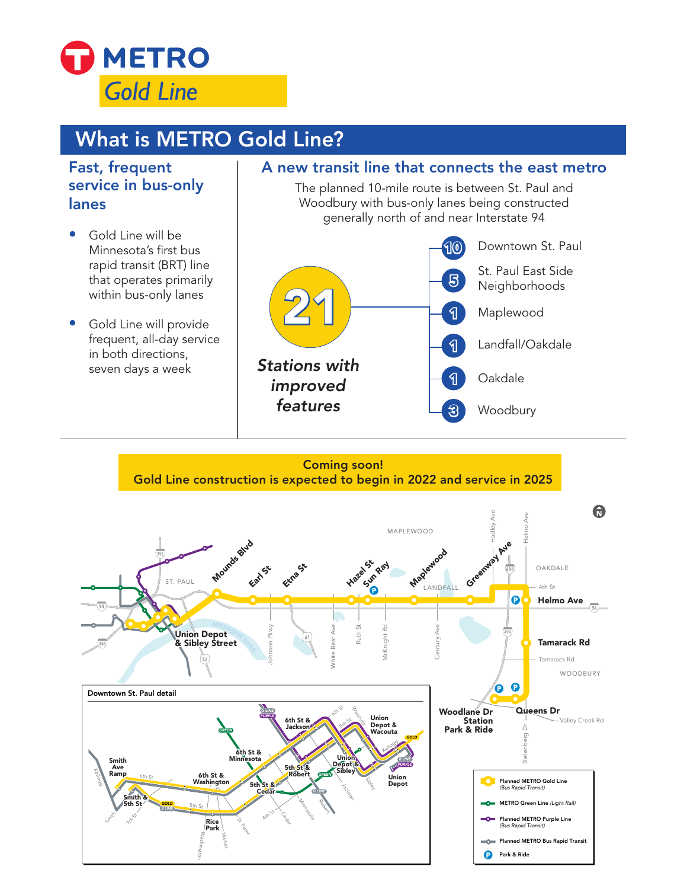# METRO Gold Line

## What is METRO Gold Line?

### Fast, frequent service in bus-only lanes

- Gold Line will be Minnesota's first bus rapid transit (BRT) line that operates primarily within bus-only lanes
- Gold Line will provide frequent, all-day service in both directions, seven days a week

### A new transit line that connects the east metro

The planned 10-mile route is between St. Paul and Woodbury with bus-only lanes being constructed generally north of and near Interstate 94

**21** *Stations with improved features*

- **10** Downtown St. Paul
- **5** St. Paul East Side Neighborhoods
- **1** Maplewood
- **1** Landfall/Oakdale
- **1** Oakdale
- **3** Woodbury

**Coming soon!**
**Gold Line construction is expected to begin in 2022 and service in 2025**

Stations: Union Depot & Sibley Street, Mounds Blvd, Earl St, Etna St, Hazel St, Sun Ray, Maplewood, Greenway Ave, Helmo Ave, Tamarack Rd, Queens Dr, Woodlane Dr Station Park & Ride

Downtown St. Paul detail: Smith Ave Ramp, Smith & 5th St, 6th St & Washington, 6th St & Minnesota, 5th St & Cedar, 5th St & Robert, 6th St & Jackson, Union Depot & Sibley, Union Depot & Wacouta, Union Depot, Rice Park

Legend:
- Planned METRO Gold Line (Bus Rapid Transit)
- METRO Green Line (Light Rail)
- Planned METRO Purple Line (Bus Rapid Transit)
- Planned METRO Bus Rapid Transit
- Park & Ride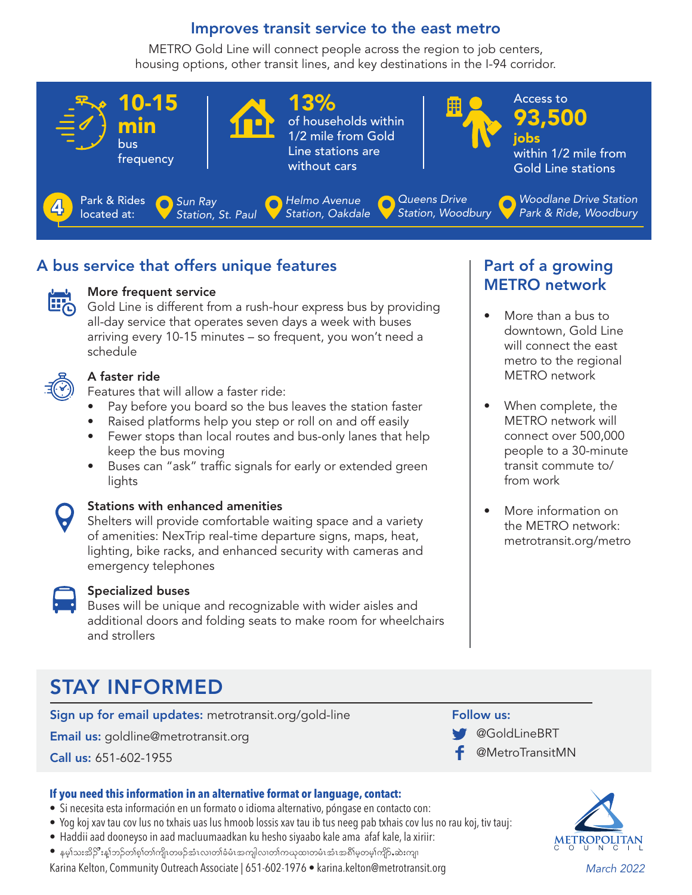## Improves transit service to the east metro

METRO Gold Line will connect people across the region to job centers, housing options, other transit lines, and key destinations in the I-94 corridor.

**10-15 min** bus frequency

**13%** of households within 1/2 mile from Gold Line stations are without cars

Access to **93,500 jobs** within 1/2 mile from Gold Line stations

**4** Park & Rides located at:

- *Sun Ray Station, St. Paul*
- *Helmo Avenue Station, Oakdale*
- *Queens Drive Station, Woodbury*
- *Woodlane Drive Station Park & Ride, Woodbury*

## A bus service that offers unique features

**More frequent service**
Gold Line is different from a rush-hour express bus by providing all-day service that operates seven days a week with buses arriving every 10-15 minutes – so frequent, you won't need a schedule

**A faster ride**
Features that will allow a faster ride:

- Pay before you board so the bus leaves the station faster
- Raised platforms help you step or roll on and off easily
- Fewer stops than local routes and bus-only lanes that help keep the bus moving
- Buses can "ask" traffic signals for early or extended green lights

**Stations with enhanced amenities**
Shelters will provide comfortable waiting space and a variety of amenities: NexTrip real-time departure signs, maps, heat, lighting, bike racks, and enhanced security with cameras and emergency telephones

**Specialized buses**
Buses will be unique and recognizable with wider aisles and additional doors and folding seats to make room for wheelchairs and strollers

## Part of a growing METRO network

- More than a bus to downtown, Gold Line will connect the east metro to the regional METRO network
- When complete, the METRO network will connect over 500,000 people to a 30-minute transit commute to/from work
- More information on the METRO network: metrotransit.org/metro

## STAY INFORMED

**Sign up for email updates:** metrotransit.org/gold-line

**Email us:** goldline@metrotransit.org

**Call us:** 651-602-1955

**Follow us:**

- @GoldLineBRT
- @MetroTransitMN

**If you need this information in an alternative format or language, contact:**

- Si necesita esta información en un formato o idioma alternativo, póngase en contacto con:
- Yog koj xav tau cov lus no txhais uas lus hmoob lossis xav tau ib tus neeg pab txhais cov lus no rau koj, tiv tauj:
- Haddii aad dooneyso in aad macluumaadkan ku hesho siyaabo kale ama afaf kale, la xiriir:
- နမ့်သးအိဉ်ဒီးနၢ်ဘဉ်တၢ်ဂ့ၢ်တၢ်ကျိၤတဖဉ်အံၤလၢတၢ်ခံမံၤအကျိၤလၢတၢ်ကယုထၢတမံၤအံၤအဂီၢ်မ့တမ့ၢ်ကိုဉ်ႋဆဲးကျ

Karina Kelton, Community Outreach Associate | 651-602-1976 • karina.kelton@metrotransit.org

METROPOLITAN COUNCIL

March 2022